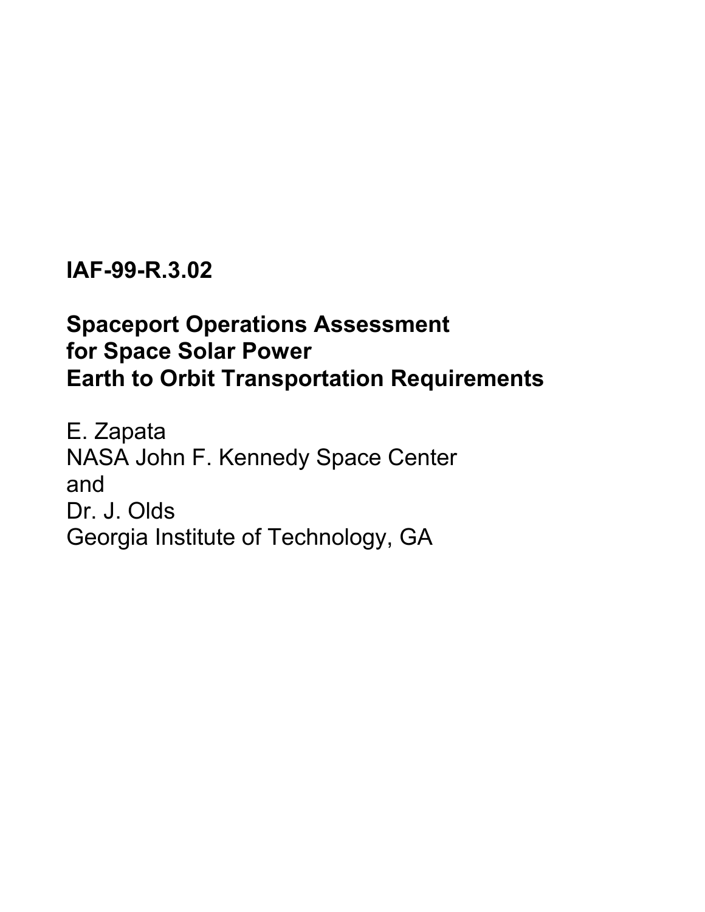**IAF-99-R.3.02**

# Spaceport Operations Assessment for Space Solar Power Earth to Orbit Transportation Requirements

E. Zapata
NASA John F. Kennedy Space Center
and
Dr. J. Olds
Georgia Institute of Technology, GA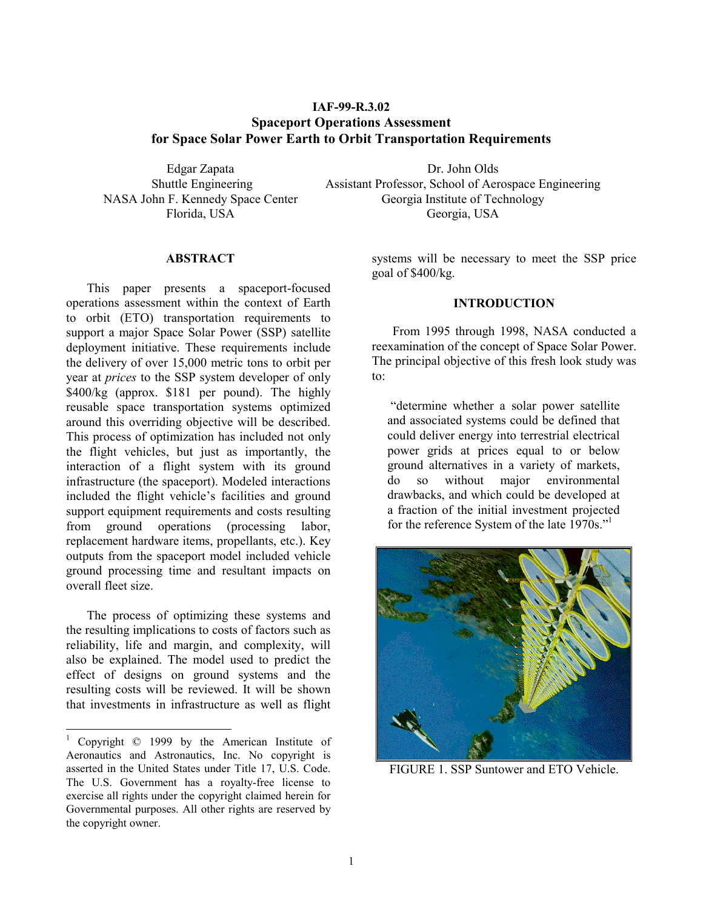# IAF-99-R.3.02
# Spaceport Operations Assessment for Space Solar Power Earth to Orbit Transportation Requirements

Edgar Zapata
Shuttle Engineering
NASA John F. Kennedy Space Center
Florida, USA

Dr. John Olds
Assistant Professor, School of Aerospace Engineering
Georgia Institute of Technology
Georgia, USA

## ABSTRACT

This paper presents a spaceport-focused operations assessment within the context of Earth to orbit (ETO) transportation requirements to support a major Space Solar Power (SSP) satellite deployment initiative. These requirements include the delivery of over 15,000 metric tons to orbit per year at *prices* to the SSP system developer of only \$400/kg (approx. \$181 per pound). The highly reusable space transportation systems optimized around this overriding objective will be described. This process of optimization has included not only the flight vehicles, but just as importantly, the interaction of a flight system with its ground infrastructure (the spaceport). Modeled interactions included the flight vehicle's facilities and ground support equipment requirements and costs resulting from ground operations (processing labor, replacement hardware items, propellants, etc.). Key outputs from the spaceport model included vehicle ground processing time and resultant impacts on overall fleet size.

The process of optimizing these systems and the resulting implications to costs of factors such as reliability, life and margin, and complexity, will also be explained. The model used to predict the effect of designs on ground systems and the resulting costs will be reviewed. It will be shown that investments in infrastructure as well as flight systems will be necessary to meet the SSP price goal of \$400/kg.

## INTRODUCTION

From 1995 through 1998, NASA conducted a reexamination of the concept of Space Solar Power. The principal objective of this fresh look study was to:

> "determine whether a solar power satellite and associated systems could be defined that could deliver energy into terrestrial electrical power grids at prices equal to or below ground alternatives in a variety of markets, do so without major environmental drawbacks, and which could be developed at a fraction of the initial investment projected for the reference System of the late 1970s."[1]

FIGURE 1. SSP Suntower and ETO Vehicle.

[1] Copyright © 1999 by the American Institute of Aeronautics and Astronautics, Inc. No copyright is asserted in the United States under Title 17, U.S. Code. The U.S. Government has a royalty-free license to exercise all rights under the copyright claimed herein for Governmental purposes. All other rights are reserved by the copyright owner.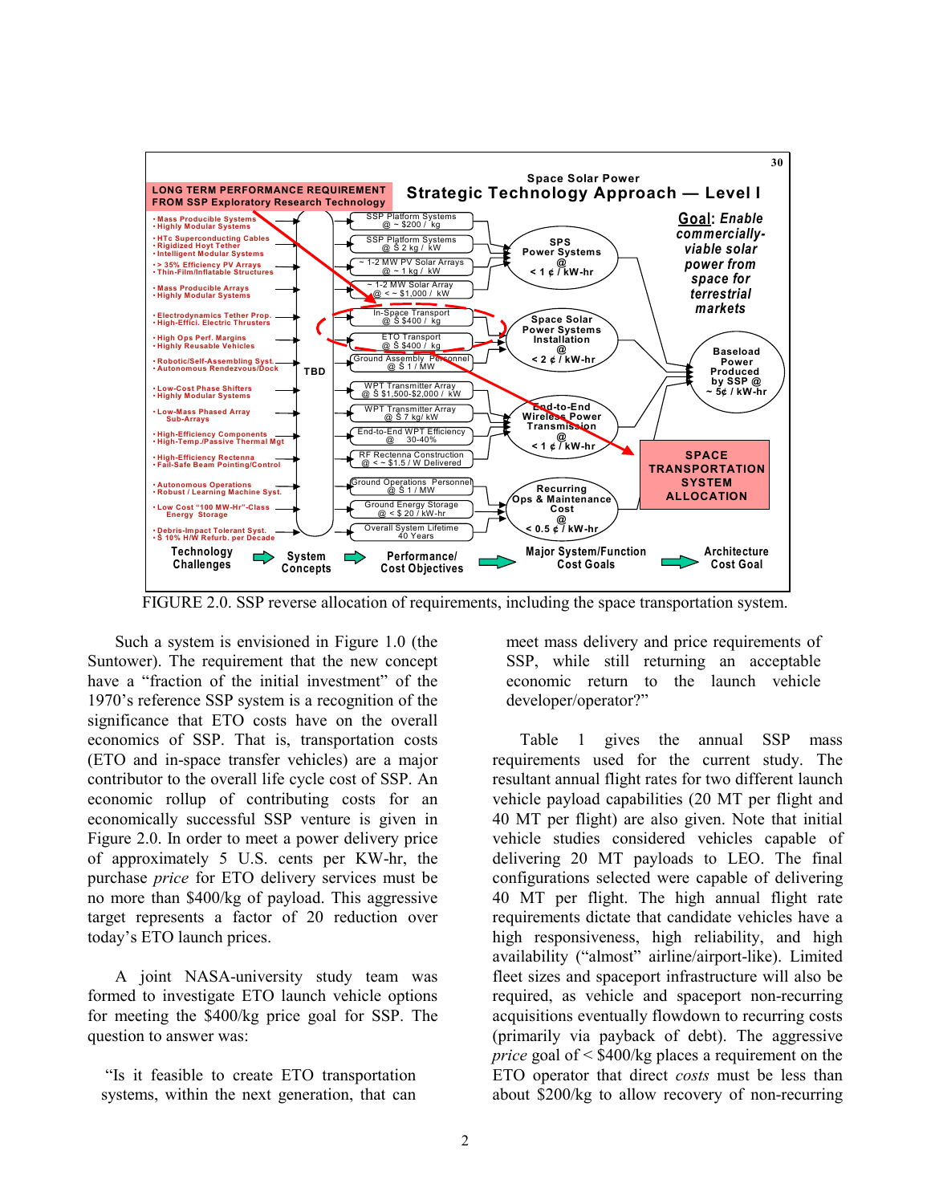FIGURE 2.0. SSP reverse allocation of requirements, including the space transportation system.

Such a system is envisioned in Figure 1.0 (the Suntower). The requirement that the new concept have a "fraction of the initial investment" of the 1970's reference SSP system is a recognition of the significance that ETO costs have on the overall economics of SSP. That is, transportation costs (ETO and in-space transfer vehicles) are a major contributor to the overall life cycle cost of SSP. An economic rollup of contributing costs for an economically successful SSP venture is given in Figure 2.0. In order to meet a power delivery price of approximately 5 U.S. cents per KW-hr, the purchase *price* for ETO delivery services must be no more than $400/kg of payload. This aggressive target represents a factor of 20 reduction over today's ETO launch prices.

A joint NASA-university study team was formed to investigate ETO launch vehicle options for meeting the $400/kg price goal for SSP. The question to answer was:

> "Is it feasible to create ETO transportation systems, within the next generation, that can meet mass delivery and price requirements of SSP, while still returning an acceptable economic return to the launch vehicle developer/operator?"

Table 1 gives the annual SSP mass requirements used for the current study. The resultant annual flight rates for two different launch vehicle payload capabilities (20 MT per flight and 40 MT per flight) are also given. Note that initial vehicle studies considered vehicles capable of delivering 20 MT payloads to LEO. The final configurations selected were capable of delivering 40 MT per flight. The high annual flight rate requirements dictate that candidate vehicles have a high responsiveness, high reliability, and high availability ("almost" airline/airport-like). Limited fleet sizes and spaceport infrastructure will also be required, as vehicle and spaceport non-recurring acquisitions eventually flowdown to recurring costs (primarily via payback of debt). The aggressive *price* goal of < $400/kg places a requirement on the ETO operator that direct *costs* must be less than about $200/kg to allow recovery of non-recurring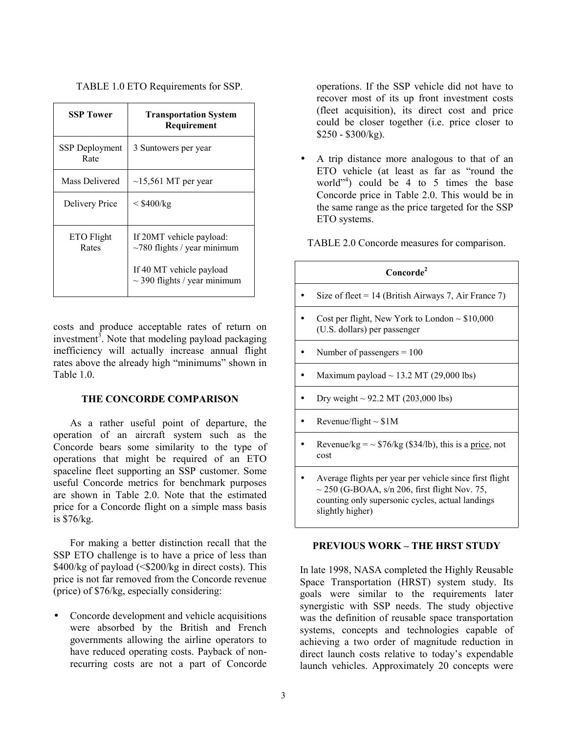TABLE 1.0 ETO Requirements for SSP.

| SSP Tower | Transportation System Requirement |
|---|---|
| SSP Deployment Rate | 3 Suntowers per year |
| Mass Delivered | ~15,561 MT per year |
| Delivery Price | < $400/kg |
| ETO Flight Rates | If 20MT vehicle payload: ~780 flights / year minimum<br><br>If 40 MT vehicle payload ~ 390 flights / year minimum |

costs and produce acceptable rates of return on investment[3]. Note that modeling payload packaging inefficiency will actually increase annual flight rates above the already high "minimums" shown in Table 1.0.

## THE CONCORDE COMPARISON

As a rather useful point of departure, the operation of an aircraft system such as the Concorde bears some similarity to the type of operations that might be required of an ETO spaceline fleet supporting an SSP customer. Some useful Concorde metrics for benchmark purposes are shown in Table 2.0. Note that the estimated price for a Concorde flight on a simple mass basis is $76/kg.

For making a better distinction recall that the SSP ETO challenge is to have a price of less than $400/kg of payload (<$200/kg in direct costs). This price is not far removed from the Concorde revenue (price) of $76/kg, especially considering:

- Concorde development and vehicle acquisitions were absorbed by the British and French governments allowing the airline operators to have reduced operating costs. Payback of non-recurring costs are not a part of Concorde operations. If the SSP vehicle did not have to recover most of its up front investment costs (fleet acquisition), its direct cost and price could be closer together (i.e. price closer to $250 - $300/kg).
- A trip distance more analogous to that of an ETO vehicle (at least as far as "round the world"[4]) could be 4 to 5 times the base Concorde price in Table 2.0. This would be in the same range as the price targeted for the SSP ETO systems.

TABLE 2.0 Concorde measures for comparison.

| Concorde[2] |
|---|
| • Size of fleet = 14 (British Airways 7, Air France 7) |
| • Cost per flight, New York to London ~ $10,000 (U.S. dollars) per passenger |
| • Number of passengers = 100 |
| • Maximum payload ~ 13.2 MT (29,000 lbs) |
| • Dry weight ~ 92.2 MT (203,000 lbs) |
| • Revenue/flight ~ $1M |
| • Revenue/kg = ~ $76/kg ($34/lb), this is a <u>price</u>, not cost |
| • Average flights per year per vehicle since first flight ~ 250 (G-BOAA, s/n 206, first flight Nov. 75, counting only supersonic cycles, actual landings slightly higher) |

## PREVIOUS WORK – THE HRST STUDY

In late 1998, NASA completed the Highly Reusable Space Transportation (HRST) system study. Its goals were similar to the requirements later synergistic with SSP needs. The study objective was the definition of reusable space transportation systems, concepts and technologies capable of achieving a two order of magnitude reduction in direct launch costs relative to today's expendable launch vehicles. Approximately 20 concepts were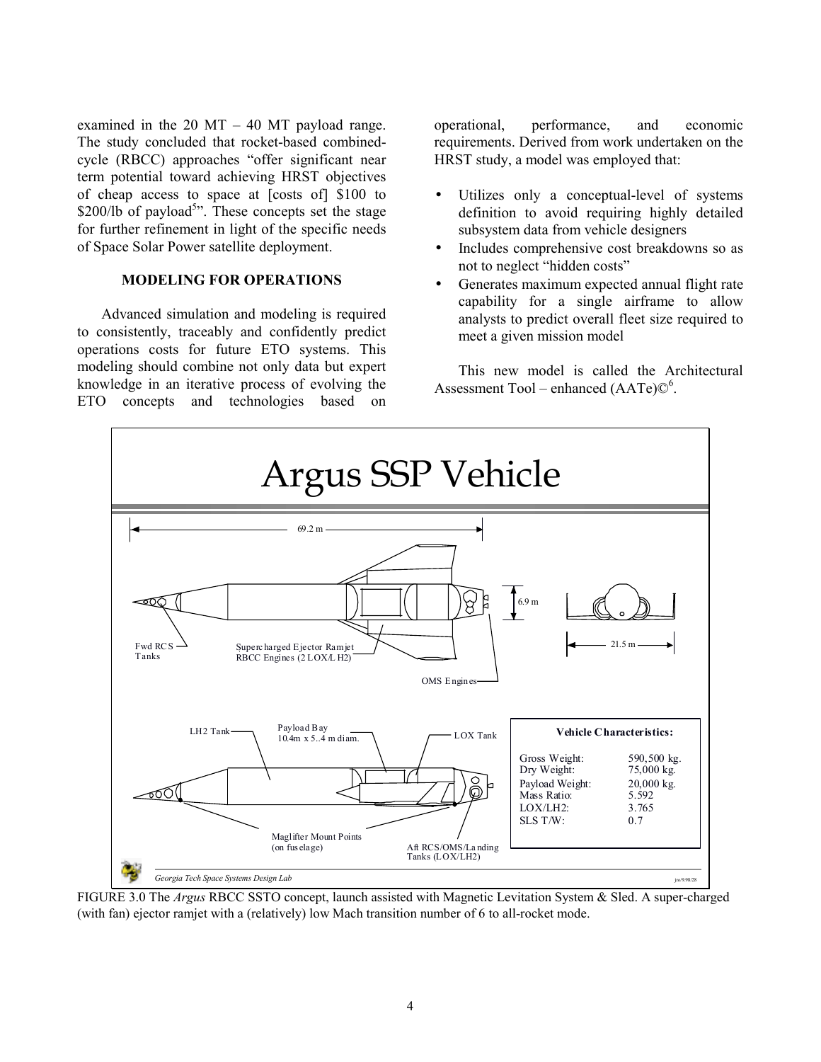examined in the 20 MT – 40 MT payload range. The study concluded that rocket-based combined-cycle (RBCC) approaches "offer significant near term potential toward achieving HRST objectives of cheap access to space at [costs of] \$100 to \$200/lb of payload[5]". These concepts set the stage for further refinement in light of the specific needs of Space Solar Power satellite deployment.

### MODELING FOR OPERATIONS

Advanced simulation and modeling is required to consistently, traceably and confidently predict operations costs for future ETO systems. This modeling should combine not only data but expert knowledge in an iterative process of evolving the ETO concepts and technologies based on operational, performance, and economic requirements. Derived from work undertaken on the HRST study, a model was employed that:

- Utilizes only a conceptual-level of systems definition to avoid requiring highly detailed subsystem data from vehicle designers
- Includes comprehensive cost breakdowns so as not to neglect "hidden costs"
- Generates maximum expected annual flight rate capability for a single airframe to allow analysts to predict overall fleet size required to meet a given mission model

This new model is called the Architectural Assessment Tool – enhanced (AATe)©[6].

FIGURE 3.0 The *Argus* RBCC SSTO concept, launch assisted with Magnetic Levitation System & Sled. A super-charged (with fan) ejector ramjet with a (relatively) low Mach transition number of 6 to all-rocket mode.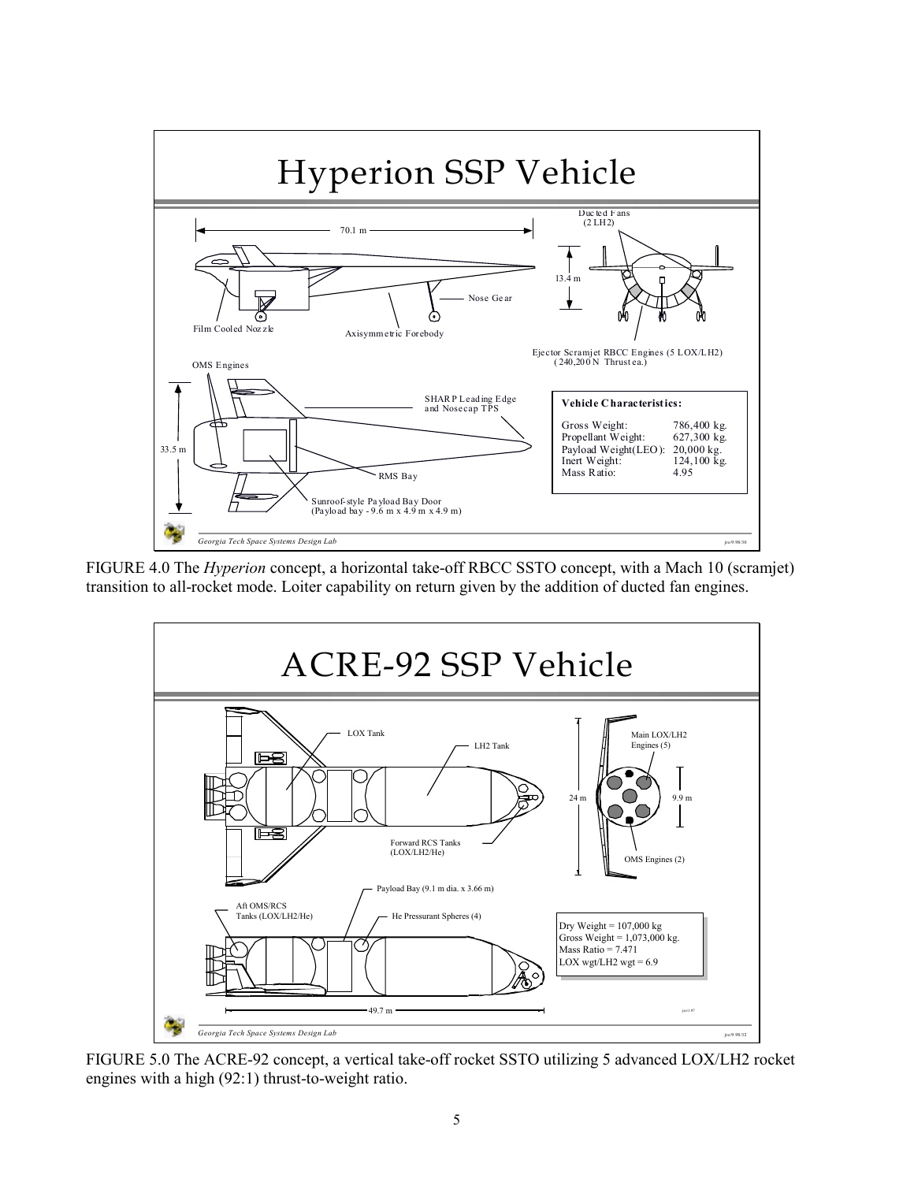FIGURE 4.0 The *Hyperion* concept, a horizontal take-off RBCC SSTO concept, with a Mach 10 (scramjet) transition to all-rocket mode. Loiter capability on return given by the addition of ducted fan engines.

FIGURE 5.0 The ACRE-92 concept, a vertical take-off rocket SSTO utilizing 5 advanced LOX/LH2 rocket engines with a high (92:1) thrust-to-weight ratio.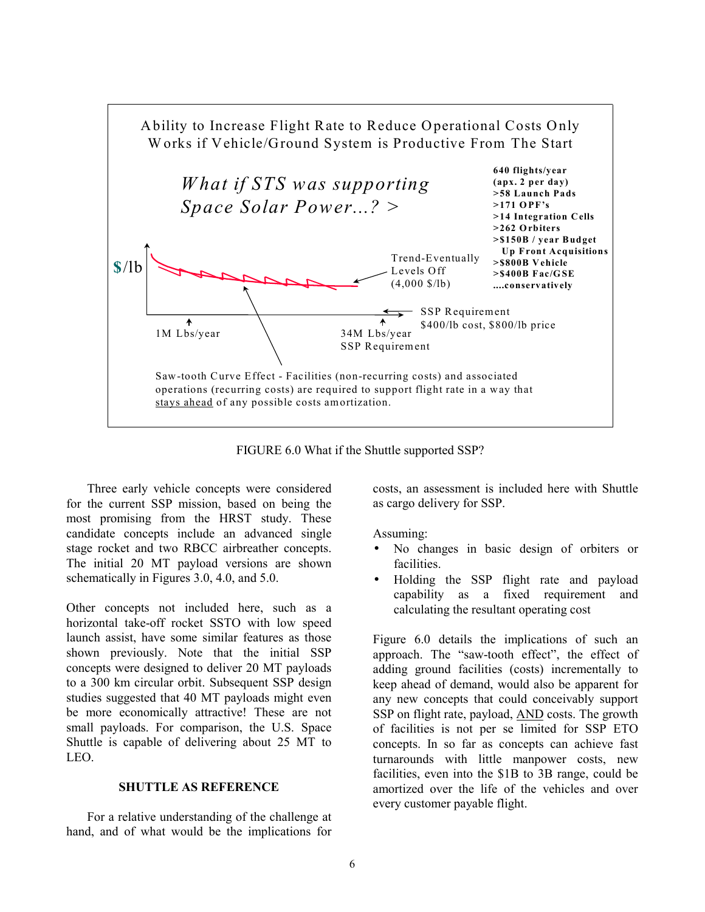Ability to Increase Flight Rate to Reduce Operational Costs Only Works if Vehicle/Ground System is Productive From The Start

*What if STS was supporting Space Solar Power...? >*

**640 flights/year (apx. 2 per day)**
**>58 Launch Pads**
**>171 OPF's**
**>14 Integration Cells**
**>262 Orbiters**
**>$150B / year Budget Up Front Acquisitions**
**>$800B Vehicle**
**>$400B Fac/GSE**
**....conservatively**

$/lb

Trend-Eventually Levels Off (4,000 $/lb)

1M Lbs/year

34M Lbs/year SSP Requirement

SSP Requirement $400/lb cost, $800/lb price

Saw-tooth Curve Effect - Facilities (non-recurring costs) and associated operations (recurring costs) are required to support flight rate in a way that stays ahead of any possible costs amortization.

FIGURE 6.0 What if the Shuttle supported SSP?

Three early vehicle concepts were considered for the current SSP mission, based on being the most promising from the HRST study. These candidate concepts include an advanced single stage rocket and two RBCC airbreather concepts. The initial 20 MT payload versions are shown schematically in Figures 3.0, 4.0, and 5.0.

Other concepts not included here, such as a horizontal take-off rocket SSTO with low speed launch assist, have some similar features as those shown previously. Note that the initial SSP concepts were designed to deliver 20 MT payloads to a 300 km circular orbit. Subsequent SSP design studies suggested that 40 MT payloads might even be more economically attractive! These are not small payloads. For comparison, the U.S. Space Shuttle is capable of delivering about 25 MT to LEO.

## SHUTTLE AS REFERENCE

For a relative understanding of the challenge at hand, and of what would be the implications for costs, an assessment is included here with Shuttle as cargo delivery for SSP.

Assuming:

- No changes in basic design of orbiters or facilities.
- Holding the SSP flight rate and payload capability as a fixed requirement and calculating the resultant operating cost

Figure 6.0 details the implications of such an approach. The "saw-tooth effect", the effect of adding ground facilities (costs) incrementally to keep ahead of demand, would also be apparent for any new concepts that could conceivably support SSP on flight rate, payload, AND costs. The growth of facilities is not per se limited for SSP ETO concepts. In so far as concepts can achieve fast turnarounds with little manpower costs, new facilities, even into the $1B to 3B range, could be amortized over the life of the vehicles and over every customer payable flight.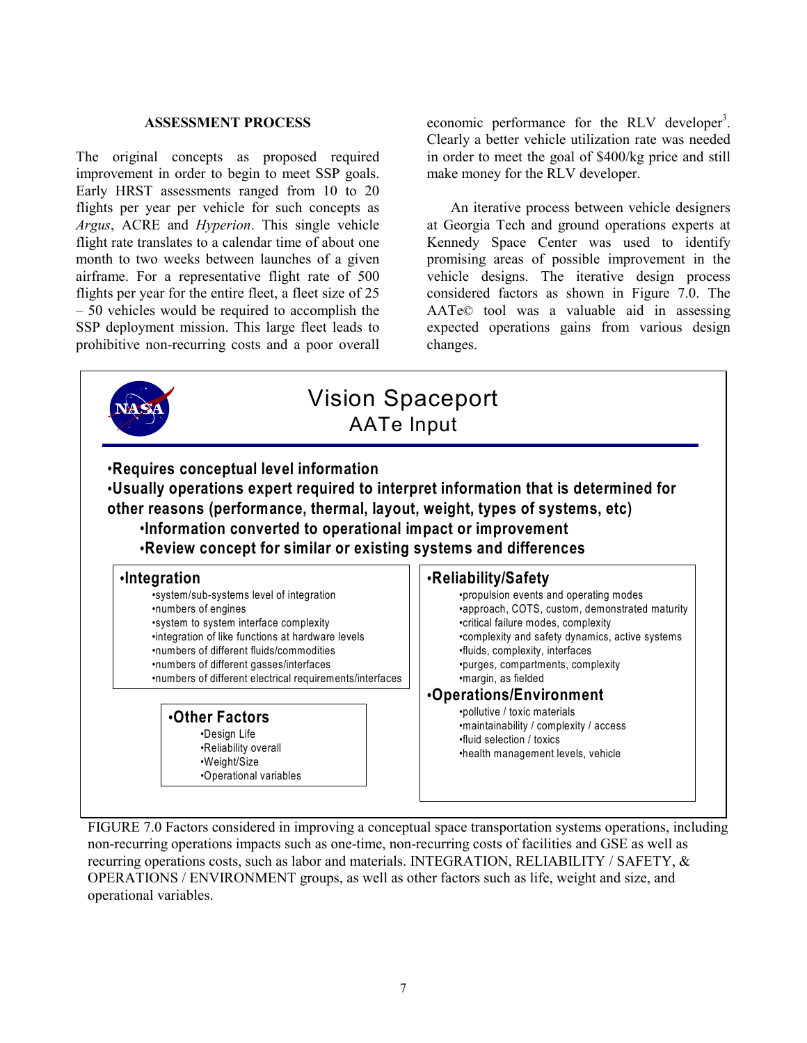## ASSESSMENT PROCESS

The original concepts as proposed required improvement in order to begin to meet SSP goals. Early HRST assessments ranged from 10 to 20 flights per year per vehicle for such concepts as *Argus*, ACRE and *Hyperion*. This single vehicle flight rate translates to a calendar time of about one month to two weeks between launches of a given airframe. For a representative flight rate of 500 flights per year for the entire fleet, a fleet size of 25 – 50 vehicles would be required to accomplish the SSP deployment mission. This large fleet leads to prohibitive non-recurring costs and a poor overall economic performance for the RLV developer[3]. Clearly a better vehicle utilization rate was needed in order to meet the goal of $400/kg price and still make money for the RLV developer.

An iterative process between vehicle designers at Georgia Tech and ground operations experts at Kennedy Space Center was used to identify promising areas of possible improvement in the vehicle designs. The iterative design process considered factors as shown in Figure 7.0. The AATe© tool was a valuable aid in assessing expected operations gains from various design changes.

**Vision Spaceport**
**AATe Input**

- **Requires conceptual level information**
- **Usually operations expert required to interpret information that is determined for other reasons (performance, thermal, layout, weight, types of systems, etc)**
  - **Information converted to operational impact or improvement**
  - **Review concept for similar or existing systems and differences**

**•Integration**
- system/sub-systems level of integration
- numbers of engines
- system to system interface complexity
- integration of like functions at hardware levels
- numbers of different fluids/commodities
- numbers of different gasses/interfaces
- numbers of different electrical requirements/interfaces

**•Other Factors**
- Design Life
- Reliability overall
- Weight/Size
- Operational variables

**•Reliability/Safety**
- propulsion events and operating modes
- approach, COTS, custom, demonstrated maturity
- critical failure modes, complexity
- complexity and safety dynamics, active systems
- fluids, complexity, interfaces
- purges, compartments, complexity
- margin, as fielded

**•Operations/Environment**
- pollutive / toxic materials
- maintainability / complexity / access
- fluid selection / toxics
- health management levels, vehicle

FIGURE 7.0 Factors considered in improving a conceptual space transportation systems operations, including non-recurring operations impacts such as one-time, non-recurring costs of facilities and GSE as well as recurring operations costs, such as labor and materials. INTEGRATION, RELIABILITY / SAFETY, & OPERATIONS / ENVIRONMENT groups, as well as other factors such as life, weight and size, and operational variables.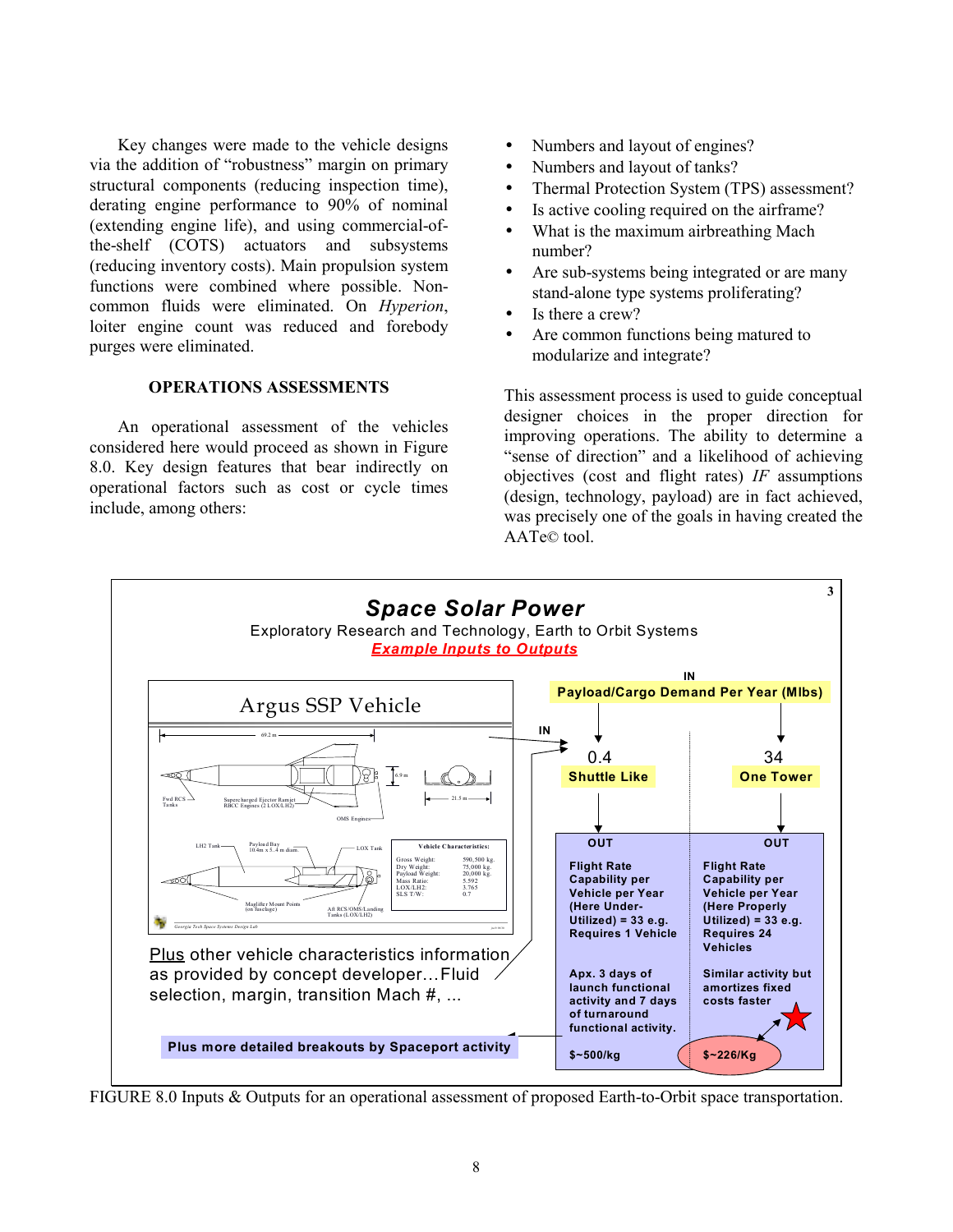Key changes were made to the vehicle designs via the addition of "robustness" margin on primary structural components (reducing inspection time), derating engine performance to 90% of nominal (extending engine life), and using commercial-of-the-shelf (COTS) actuators and subsystems (reducing inventory costs). Main propulsion system functions were combined where possible. Non-common fluids were eliminated. On *Hyperion*, loiter engine count was reduced and forebody purges were eliminated.

### OPERATIONS ASSESSMENTS

An operational assessment of the vehicles considered here would proceed as shown in Figure 8.0. Key design features that bear indirectly on operational factors such as cost or cycle times include, among others:

- Numbers and layout of engines?
- Numbers and layout of tanks?
- Thermal Protection System (TPS) assessment?
- Is active cooling required on the airframe?
- What is the maximum airbreathing Mach number?
- Are sub-systems being integrated or are many stand-alone type systems proliferating?
- Is there a crew?
- Are common functions being matured to modularize and integrate?

This assessment process is used to guide conceptual designer choices in the proper direction for improving operations. The ability to determine a "sense of direction" and a likelihood of achieving objectives (cost and flight rates) *IF* assumptions (design, technology, payload) are in fact achieved, was precisely one of the goals in having created the AATe© tool.

**Space Solar Power**

Exploratory Research and Technology, Earth to Orbit Systems

Example Inputs to Outputs

Argus SSP Vehicle

IN: Payload/Cargo Demand Per Year (Mlbs)

| | Shuttle Like | One Tower |
|---|---|---|
| IN | 0.4 | 34 |
| OUT | Flight Rate Capability per Vehicle per Year (Here Under-Utilized) = 33 e.g. Requires 1 Vehicle | Flight Rate Capability per Vehicle per Year (Here Properly Utilized) = 33 e.g. Requires 24 Vehicles |
| | Apx. 3 days of launch functional activity and 7 days of turnaround functional activity. | Similar activity but amortizes fixed costs faster |
| | $~500/Kg | $~226/Kg |

Plus other vehicle characteristics information as provided by concept developer…Fluid selection, margin, transition Mach #, ...

Plus more detailed breakouts by Spaceport activity

FIGURE 8.0 Inputs & Outputs for an operational assessment of proposed Earth-to-Orbit space transportation.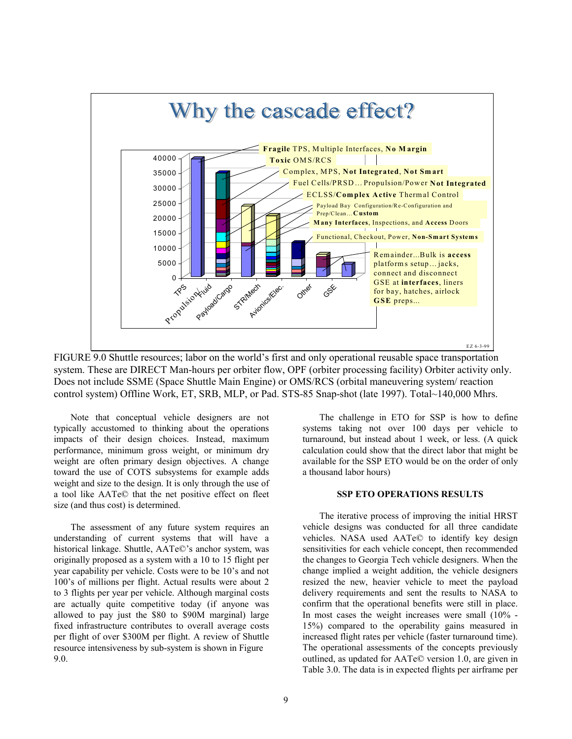FIGURE 9.0 Shuttle resources; labor on the world's first and only operational reusable space transportation system. These are DIRECT Man-hours per orbiter flow, OPF (orbiter processing facility) Orbiter activity only. Does not include SSME (Space Shuttle Main Engine) or OMS/RCS (orbital maneuvering system/ reaction control system) Offline Work, ET, SRB, MLP, or Pad. STS-85 Snap-shot (late 1997). Total~140,000 Mhrs.

Note that conceptual vehicle designers are not typically accustomed to thinking about the operations impacts of their design choices. Instead, maximum performance, minimum gross weight, or minimum dry weight are often primary design objectives. A change toward the use of COTS subsystems for example adds weight and size to the design. It is only through the use of a tool like AATe© that the net positive effect on fleet size (and thus cost) is determined.

The assessment of any future system requires an understanding of current systems that will have a historical linkage. Shuttle, AATe©'s anchor system, was originally proposed as a system with a 10 to 15 flight per year capability per vehicle. Costs were to be 10's and not 100's of millions per flight. Actual results were about 2 to 3 flights per year per vehicle. Although marginal costs are actually quite competitive today (if anyone was allowed to pay just the $80 to $90M marginal) large fixed infrastructure contributes to overall average costs per flight of over $300M per flight. A review of Shuttle resource intensiveness by sub-system is shown in Figure 9.0.

The challenge in ETO for SSP is how to define systems taking not over 100 days per vehicle to turnaround, but instead about 1 week, or less. (A quick calculation could show that the direct labor that might be available for the SSP ETO would be on the order of only a thousand labor hours)

## SSP ETO OPERATIONS RESULTS

The iterative process of improving the initial HRST vehicle designs was conducted for all three candidate vehicles. NASA used AATe© to identify key design sensitivities for each vehicle concept, then recommended the changes to Georgia Tech vehicle designers. When the change implied a weight addition, the vehicle designers resized the new, heavier vehicle to meet the payload delivery requirements and sent the results to NASA to confirm that the operational benefits were still in place. In most cases the weight increases were small (10% - 15%) compared to the operability gains measured in increased flight rates per vehicle (faster turnaround time). The operational assessments of the concepts previously outlined, as updated for AATe© version 1.0, are given in Table 3.0. The data is in expected flights per airframe per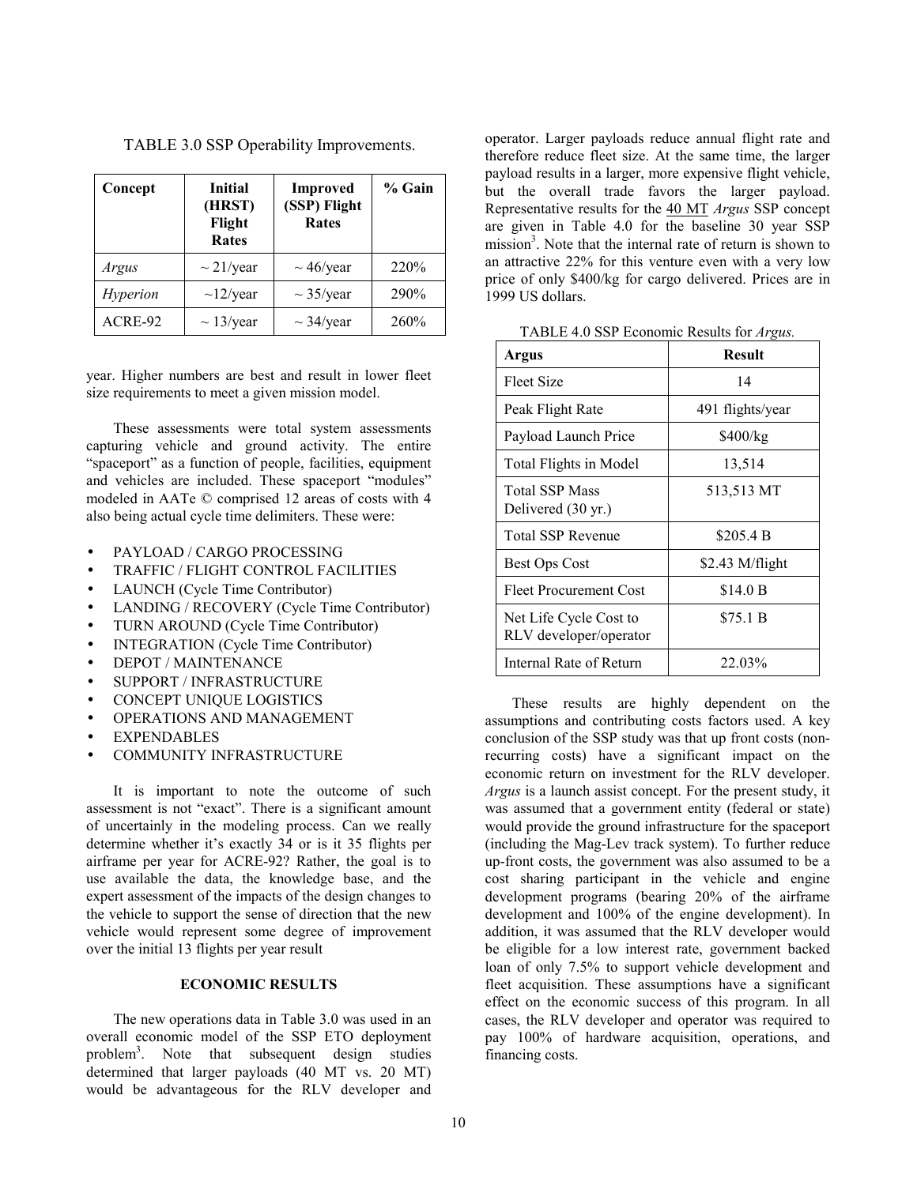TABLE 3.0 SSP Operability Improvements.

| Concept | Initial (HRST) Flight Rates | Improved (SSP) Flight Rates | % Gain |
|---|---|---|---|
| *Argus* | ~ 21/year | ~ 46/year | 220% |
| *Hyperion* | ~12/year | ~ 35/year | 290% |
| ACRE-92 | ~ 13/year | ~ 34/year | 260% |

year. Higher numbers are best and result in lower fleet size requirements to meet a given mission model.

These assessments were total system assessments capturing vehicle and ground activity. The entire "spaceport" as a function of people, facilities, equipment and vehicles are included. These spaceport "modules" modeled in AATe © comprised 12 areas of costs with 4 also being actual cycle time delimiters. These were:

- PAYLOAD / CARGO PROCESSING
- TRAFFIC / FLIGHT CONTROL FACILITIES
- LAUNCH (Cycle Time Contributor)
- LANDING / RECOVERY (Cycle Time Contributor)
- TURN AROUND (Cycle Time Contributor)
- INTEGRATION (Cycle Time Contributor)
- DEPOT / MAINTENANCE
- SUPPORT / INFRASTRUCTURE
- CONCEPT UNIQUE LOGISTICS
- OPERATIONS AND MANAGEMENT
- EXPENDABLES
- COMMUNITY INFRASTRUCTURE

It is important to note the outcome of such assessment is not "exact". There is a significant amount of uncertainly in the modeling process. Can we really determine whether it's exactly 34 or is it 35 flights per airframe per year for ACRE-92? Rather, the goal is to use available the data, the knowledge base, and the expert assessment of the impacts of the design changes to the vehicle to support the sense of direction that the new vehicle would represent some degree of improvement over the initial 13 flights per year result

## ECONOMIC RESULTS

The new operations data in Table 3.0 was used in an overall economic model of the SSP ETO deployment problem[3]. Note that subsequent design studies determined that larger payloads (40 MT vs. 20 MT) would be advantageous for the RLV developer and operator. Larger payloads reduce annual flight rate and therefore reduce fleet size. At the same time, the larger payload results in a larger, more expensive flight vehicle, but the overall trade favors the larger payload. Representative results for the 40 MT *Argus* SSP concept are given in Table 4.0 for the baseline 30 year SSP mission[3]. Note that the internal rate of return is shown to an attractive 22% for this venture even with a very low price of only $400/kg for cargo delivered. Prices are in 1999 US dollars.

TABLE 4.0 SSP Economic Results for *Argus.*

| Argus | Result |
|---|---|
| Fleet Size | 14 |
| Peak Flight Rate | 491 flights/year |
| Payload Launch Price | $400/kg |
| Total Flights in Model | 13,514 |
| Total SSP Mass Delivered (30 yr.) | 513,513 MT |
| Total SSP Revenue | $205.4 B |
| Best Ops Cost | $2.43 M/flight |
| Fleet Procurement Cost | $14.0 B |
| Net Life Cycle Cost to RLV developer/operator | $75.1 B |
| Internal Rate of Return | 22.03% |

These results are highly dependent on the assumptions and contributing costs factors used. A key conclusion of the SSP study was that up front costs (non-recurring costs) have a significant impact on the economic return on investment for the RLV developer. *Argus* is a launch assist concept. For the present study, it was assumed that a government entity (federal or state) would provide the ground infrastructure for the spaceport (including the Mag-Lev track system). To further reduce up-front costs, the government was also assumed to be a cost sharing participant in the vehicle and engine development programs (bearing 20% of the airframe development and 100% of the engine development). In addition, it was assumed that the RLV developer would be eligible for a low interest rate, government backed loan of only 7.5% to support vehicle development and fleet acquisition. These assumptions have a significant effect on the economic success of this program. In all cases, the RLV developer and operator was required to pay 100% of hardware acquisition, operations, and financing costs.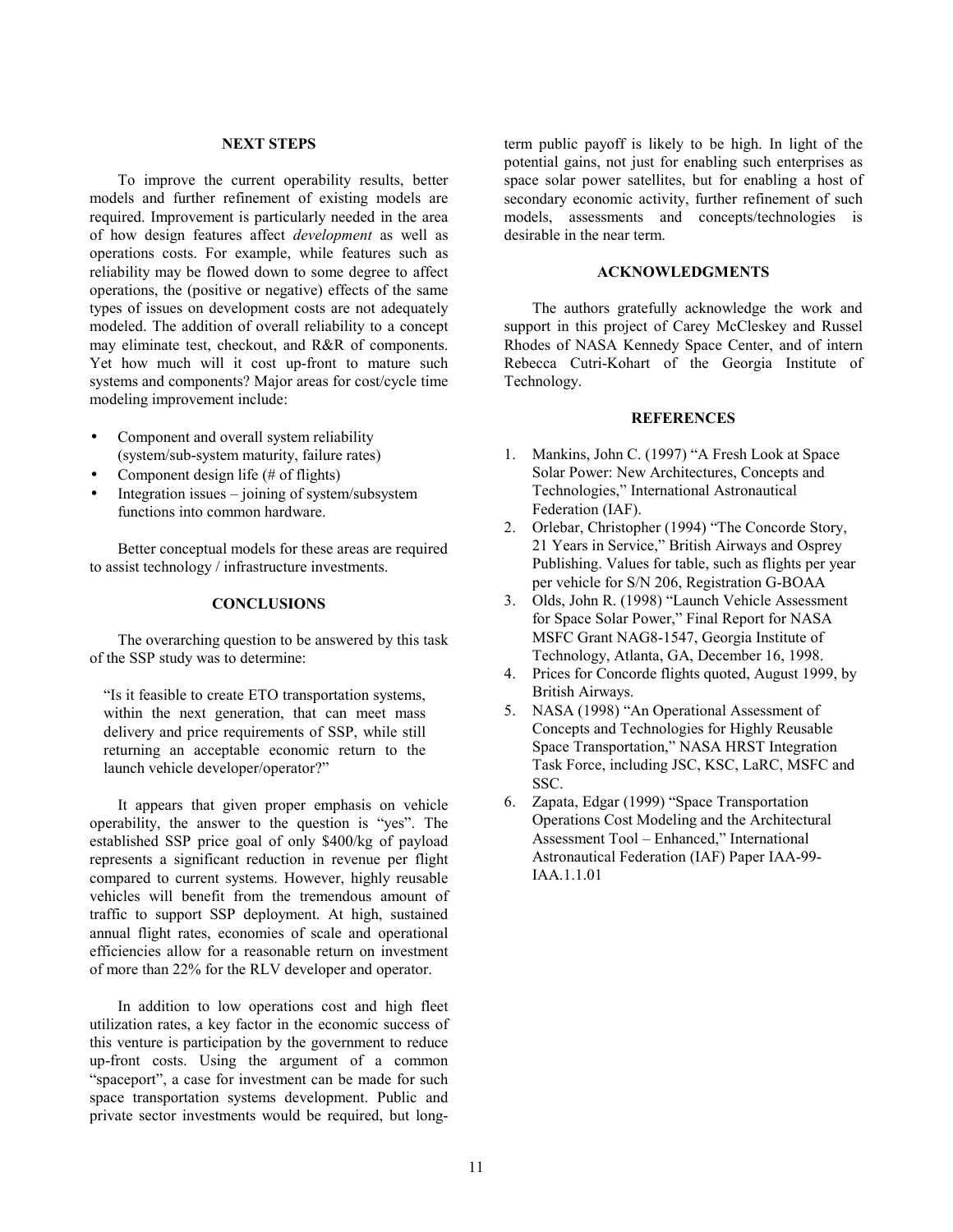## NEXT STEPS

To improve the current operability results, better models and further refinement of existing models are required. Improvement is particularly needed in the area of how design features affect *development* as well as operations costs. For example, while features such as reliability may be flowed down to some degree to affect operations, the (positive or negative) effects of the same types of issues on development costs are not adequately modeled. The addition of overall reliability to a concept may eliminate test, checkout, and R&R of components. Yet how much will it cost up-front to mature such systems and components? Major areas for cost/cycle time modeling improvement include:

- Component and overall system reliability (system/sub-system maturity, failure rates)
- Component design life (# of flights)
- Integration issues – joining of system/subsystem functions into common hardware.

Better conceptual models for these areas are required to assist technology / infrastructure investments.

## CONCLUSIONS

The overarching question to be answered by this task of the SSP study was to determine:

> "Is it feasible to create ETO transportation systems, within the next generation, that can meet mass delivery and price requirements of SSP, while still returning an acceptable economic return to the launch vehicle developer/operator?"

It appears that given proper emphasis on vehicle operability, the answer to the question is "yes". The established SSP price goal of only $400/kg of payload represents a significant reduction in revenue per flight compared to current systems. However, highly reusable vehicles will benefit from the tremendous amount of traffic to support SSP deployment. At high, sustained annual flight rates, economies of scale and operational efficiencies allow for a reasonable return on investment of more than 22% for the RLV developer and operator.

In addition to low operations cost and high fleet utilization rates, a key factor in the economic success of this venture is participation by the government to reduce up-front costs. Using the argument of a common "spaceport", a case for investment can be made for such space transportation systems development. Public and private sector investments would be required, but long-term public payoff is likely to be high. In light of the potential gains, not just for enabling such enterprises as space solar power satellites, but for enabling a host of secondary economic activity, further refinement of such models, assessments and concepts/technologies is desirable in the near term.

## ACKNOWLEDGMENTS

The authors gratefully acknowledge the work and support in this project of Carey McCleskey and Russel Rhodes of NASA Kennedy Space Center, and of intern Rebecca Cutri-Kohart of the Georgia Institute of Technology.

## REFERENCES

1. Mankins, John C. (1997) "A Fresh Look at Space Solar Power: New Architectures, Concepts and Technologies," International Astronautical Federation (IAF).
2. Orlebar, Christopher (1994) "The Concorde Story, 21 Years in Service," British Airways and Osprey Publishing. Values for table, such as flights per year per vehicle for S/N 206, Registration G-BOAA
3. Olds, John R. (1998) "Launch Vehicle Assessment for Space Solar Power," Final Report for NASA MSFC Grant NAG8-1547, Georgia Institute of Technology, Atlanta, GA, December 16, 1998.
4. Prices for Concorde flights quoted, August 1999, by British Airways.
5. NASA (1998) "An Operational Assessment of Concepts and Technologies for Highly Reusable Space Transportation," NASA HRST Integration Task Force, including JSC, KSC, LaRC, MSFC and SSC.
6. Zapata, Edgar (1999) "Space Transportation Operations Cost Modeling and the Architectural Assessment Tool – Enhanced," International Astronautical Federation (IAF) Paper IAA-99-IAA.1.1.01